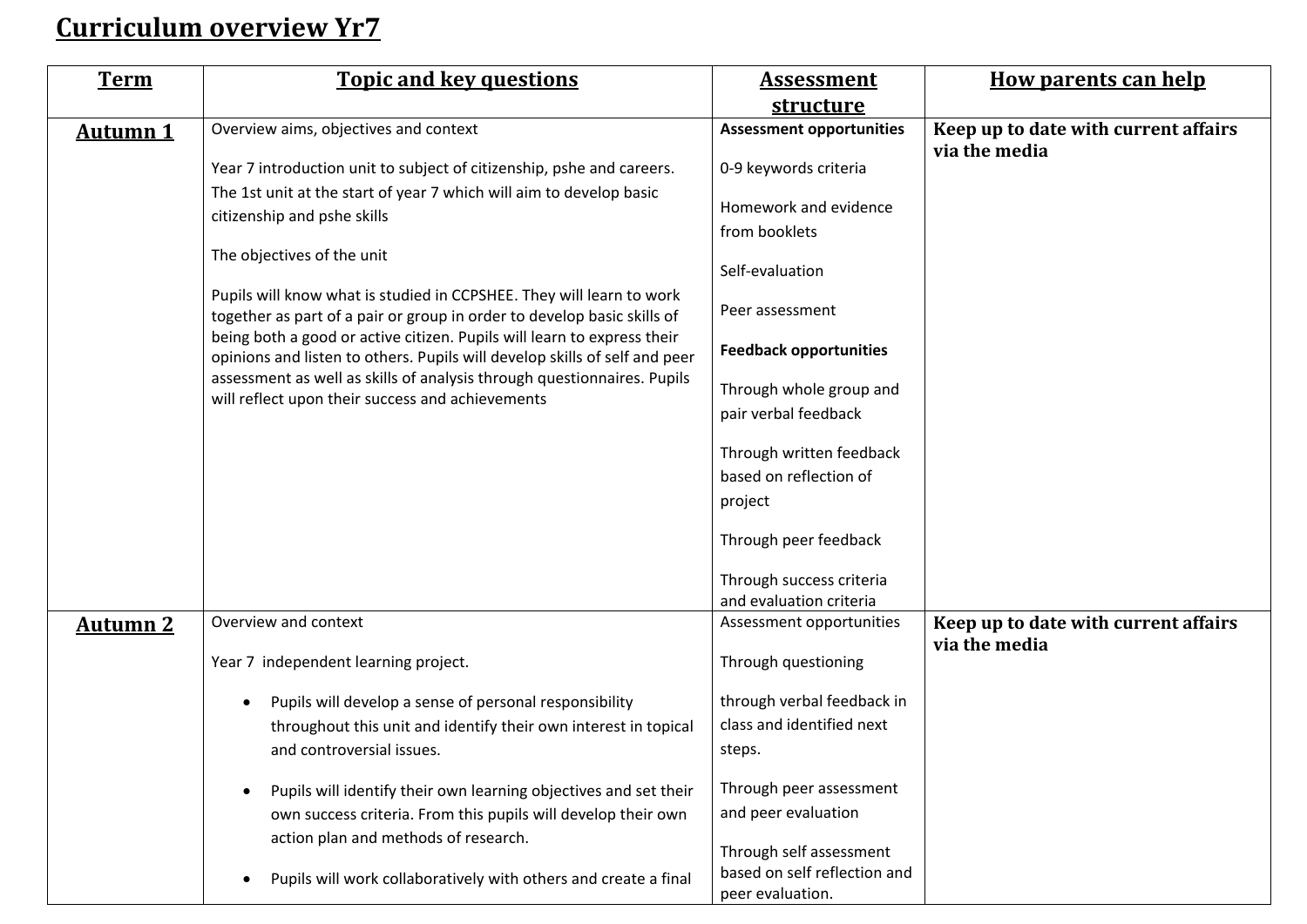# Curriculum overview Yr7

| Term | Topic and key questions | Assessment structure | How parents can help |
|---|---|---|---|
| **Autumn 1** | Overview aims, objectives and context<br><br>Year 7 introduction unit to subject of citizenship, pshe and careers. The 1st unit at the start of year 7 which will aim to develop basic citizenship and pshe skills<br><br>The objectives of the unit<br><br>Pupils will know what is studied in CCPSHEE. They will learn to work together as part of a pair or group in order to develop basic skills of being both a good or active citizen. Pupils will learn to express their opinions and listen to others. Pupils will develop skills of self and peer assessment as well as skills of analysis through questionnaires. Pupils will reflect upon their success and achievements | **Assessment opportunities**<br><br>0-9 keywords criteria<br><br>Homework and evidence from booklets<br><br>Self-evaluation<br><br>Peer assessment<br><br>**Feedback opportunities**<br><br>Through whole group and pair verbal feedback<br><br>Through written feedback based on reflection of project<br><br>Through peer feedback<br><br>Through success criteria and evaluation criteria | **Keep up to date with current affairs via the media** |
| **Autumn 2** | Overview and context<br><br>Year 7 independent learning project.<br><br>• Pupils will develop a sense of personal responsibility throughout this unit and identify their own interest in topical and controversial issues.<br><br>• Pupils will identify their own learning objectives and set their own success criteria. From this pupils will develop their own action plan and methods of research.<br><br>• Pupils will work collaboratively with others and create a final | Assessment opportunities<br><br>Through questioning<br><br>through verbal feedback in class and identified next steps.<br><br>Through peer assessment and peer evaluation<br><br>Through self assessment based on self reflection and peer evaluation. | **Keep up to date with current affairs via the media** |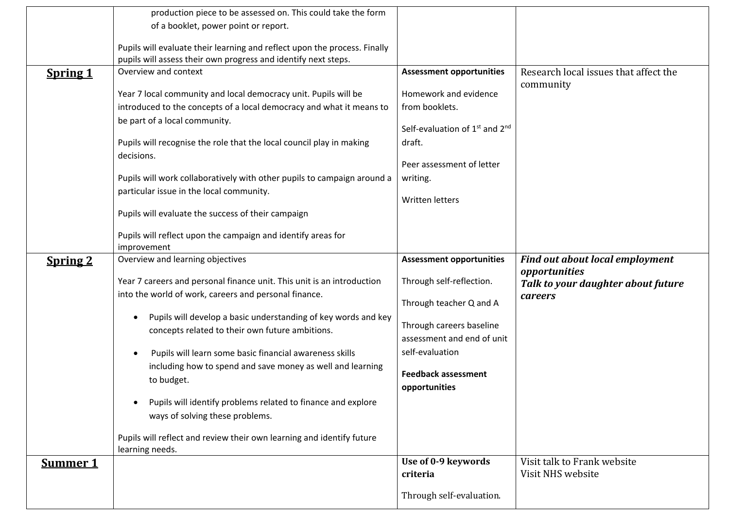| | | | |
|---|---|---|---|
| | production piece to be assessed on. This could take the form of a booklet, power point or report.<br><br>Pupils will evaluate their learning and reflect upon the process. Finally pupils will assess their own progress and identify next steps. | | |
| **Spring 1** | Overview and context<br><br>Year 7 local community and local democracy unit. Pupils will be introduced to the concepts of a local democracy and what it means to be part of a local community.<br><br>Pupils will recognise the role that the local council play in making decisions.<br><br>Pupils will work collaboratively with other pupils to campaign around a particular issue in the local community.<br><br>Pupils will evaluate the success of their campaign<br><br>Pupils will reflect upon the campaign and identify areas for improvement | **Assessment opportunities**<br><br>Homework and evidence from booklets.<br><br>Self-evaluation of 1st and 2nd draft.<br><br>Peer assessment of letter writing.<br><br>Written letters | Research local issues that affect the community |
| **Spring 2** | Overview and learning objectives<br><br>Year 7 careers and personal finance unit. This unit is an introduction into the world of work, careers and personal finance.<br><br>• Pupils will develop a basic understanding of key words and key concepts related to their own future ambitions.<br><br>• Pupils will learn some basic financial awareness skills including how to spend and save money as well and learning to budget.<br><br>• Pupils will identify problems related to finance and explore ways of solving these problems.<br><br>Pupils will reflect and review their own learning and identify future learning needs. | **Assessment opportunities**<br><br>Through self-reflection.<br><br>Through teacher Q and A<br><br>Through careers baseline assessment and end of unit self-evaluation<br><br>**Feedback assessment opportunities** | ***Find out about local employment opportunities***<br>***Talk to your daughter about future careers*** |
| **Summer 1** | | **Use of 0-9 keywords criteria**<br><br>Through self-evaluation. | Visit talk to Frank website<br>Visit NHS website |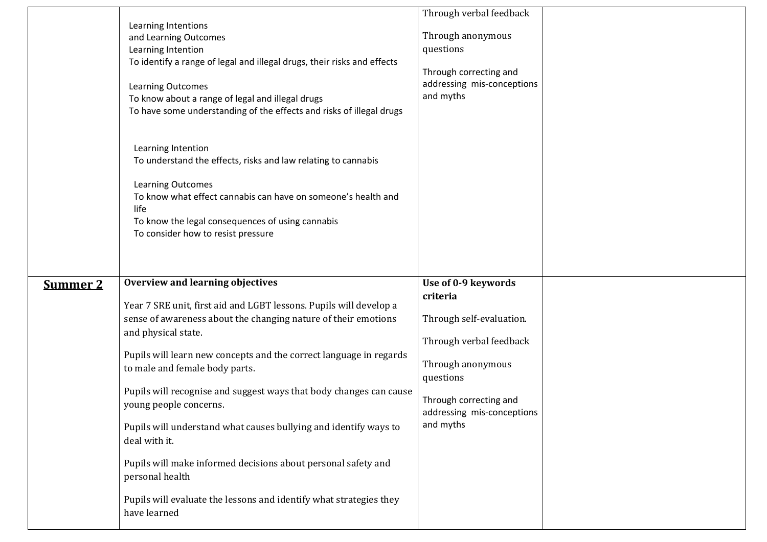| | | | |
|---|---|---|---|
| | Learning Intentions<br>and Learning Outcomes<br>Learning Intention<br>To identify a range of legal and illegal drugs, their risks and effects<br><br>Learning Outcomes<br>To know about a range of legal and illegal drugs<br>To have some understanding of the effects and risks of illegal drugs<br><br>Learning Intention<br>To understand the effects, risks and law relating to cannabis<br><br>Learning Outcomes<br>To know what effect cannabis can have on someone's health and life<br>To know the legal consequences of using cannabis<br>To consider how to resist pressure | Through verbal feedback<br><br>Through anonymous questions<br><br>Through correcting and addressing mis-conceptions and myths | |
| **<u>Summer 2</u>** | **Overview and learning objectives**<br><br>Year 7 SRE unit, first aid and LGBT lessons. Pupils will develop a sense of awareness about the changing nature of their emotions and physical state.<br><br>Pupils will learn new concepts and the correct language in regards to male and female body parts.<br><br>Pupils will recognise and suggest ways that body changes can cause young people concerns.<br><br>Pupils will understand what causes bullying and identify ways to deal with it.<br><br>Pupils will make informed decisions about personal safety and personal health<br><br>Pupils will evaluate the lessons and identify what strategies they have learned | **Use of 0-9 keywords criteria**<br><br>Through self-evaluation.<br><br>Through verbal feedback<br><br>Through anonymous questions<br><br>Through correcting and addressing mis-conceptions and myths | |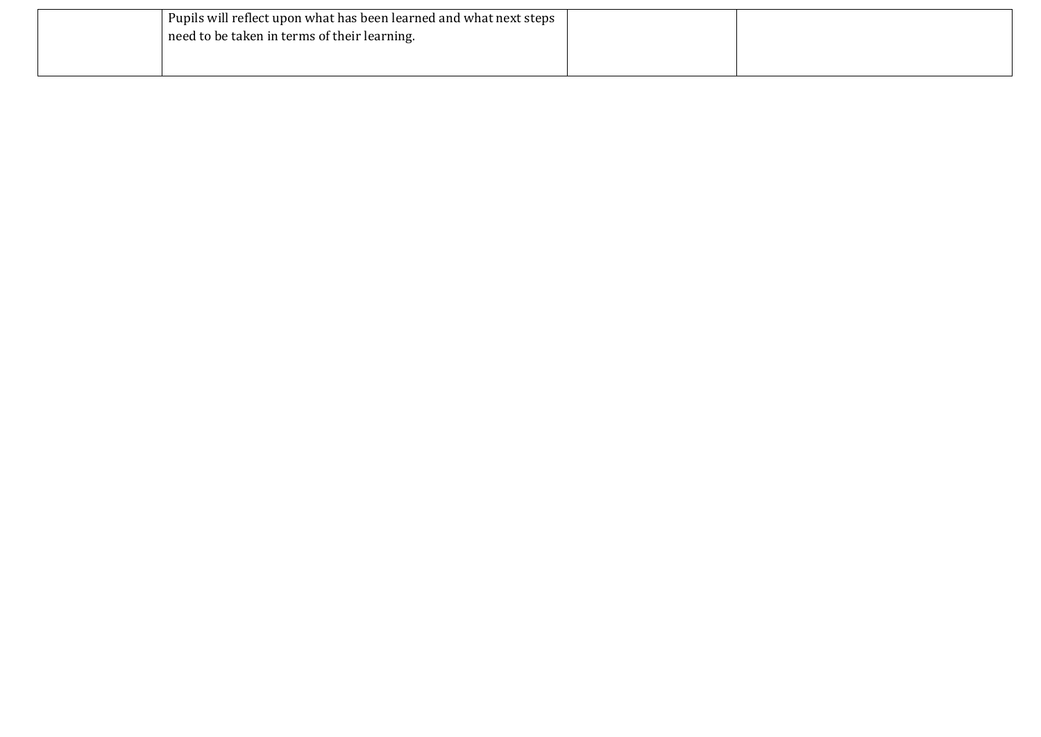| | | | |
|---|---|---|---|
| | Pupils will reflect upon what has been learned and what next steps need to be taken in terms of their learning. | | |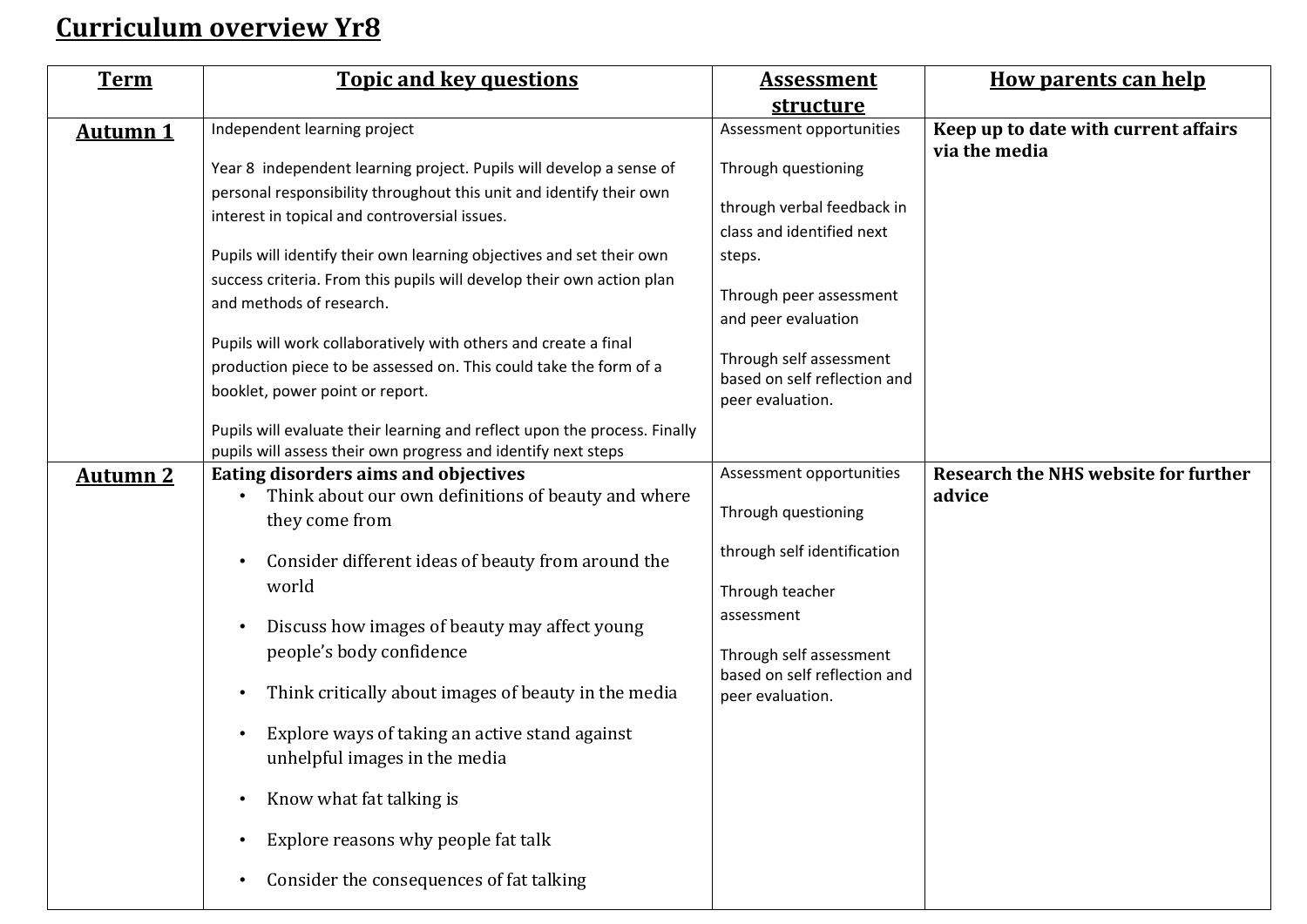# Curriculum overview Yr8

| Term | Topic and key questions | Assessment structure | How parents can help |
|---|---|---|---|
| **Autumn 1** | Independent learning project<br><br>Year 8 independent learning project. Pupils will develop a sense of personal responsibility throughout this unit and identify their own interest in topical and controversial issues.<br><br>Pupils will identify their own learning objectives and set their own success criteria. From this pupils will develop their own action plan and methods of research.<br><br>Pupils will work collaboratively with others and create a final production piece to be assessed on. This could take the form of a booklet, power point or report.<br><br>Pupils will evaluate their learning and reflect upon the process. Finally pupils will assess their own progress and identify next steps | Assessment opportunities<br><br>Through questioning<br><br>through verbal feedback in class and identified next steps.<br><br>Through peer assessment and peer evaluation<br><br>Through self assessment based on self reflection and peer evaluation. | **Keep up to date with current affairs via the media** |
| **Autumn 2** | **Eating disorders aims and objectives**<br>• Think about our own definitions of beauty and where they come from<br>• Consider different ideas of beauty from around the world<br>• Discuss how images of beauty may affect young people's body confidence<br>• Think critically about images of beauty in the media<br>• Explore ways of taking an active stand against unhelpful images in the media<br>• Know what fat talking is<br>• Explore reasons why people fat talk<br>• Consider the consequences of fat talking | Assessment opportunities<br><br>Through questioning<br><br>through self identification<br><br>Through teacher assessment<br><br>Through self assessment based on self reflection and peer evaluation. | **Research the NHS website for further advice** |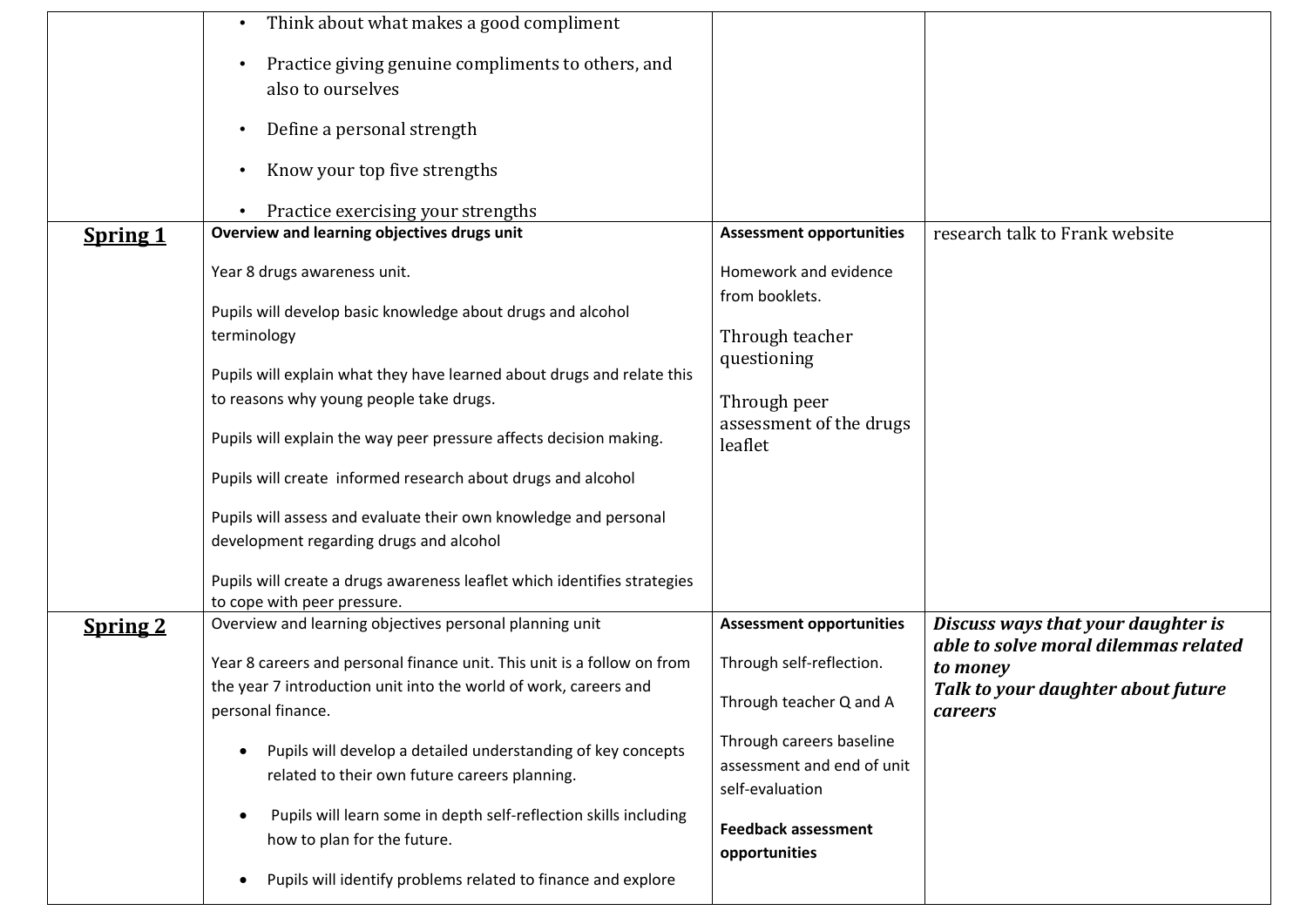| | | | |
|---|---|---|---|
| | • Think about what makes a good compliment<br>• Practice giving genuine compliments to others, and also to ourselves<br>• Define a personal strength<br>• Know your top five strengths<br>• Practice exercising your strengths | | |
| **Spring 1** | **Overview and learning objectives drugs unit**<br><br>Year 8 drugs awareness unit.<br><br>Pupils will develop basic knowledge about drugs and alcohol terminology<br><br>Pupils will explain what they have learned about drugs and relate this to reasons why young people take drugs.<br><br>Pupils will explain the way peer pressure affects decision making.<br><br>Pupils will create informed research about drugs and alcohol<br><br>Pupils will assess and evaluate their own knowledge and personal development regarding drugs and alcohol<br><br>Pupils will create a drugs awareness leaflet which identifies strategies to cope with peer pressure. | **Assessment opportunities**<br><br>Homework and evidence from booklets.<br><br>Through teacher questioning<br><br>Through peer assessment of the drugs leaflet | research talk to Frank website |
| **Spring 2** | Overview and learning objectives personal planning unit<br><br>Year 8 careers and personal finance unit. This unit is a follow on from the year 7 introduction unit into the world of work, careers and personal finance.<br><br>• Pupils will develop a detailed understanding of key concepts related to their own future careers planning.<br>• Pupils will learn some in depth self-reflection skills including how to plan for the future.<br>• Pupils will identify problems related to finance and explore | **Assessment opportunities**<br><br>Through self-reflection.<br><br>Through teacher Q and A<br><br>Through careers baseline assessment and end of unit self-evaluation<br><br>**Feedback assessment opportunities** | ***Discuss ways that your daughter is able to solve moral dilemmas related to money***<br>***Talk to your daughter about future careers*** |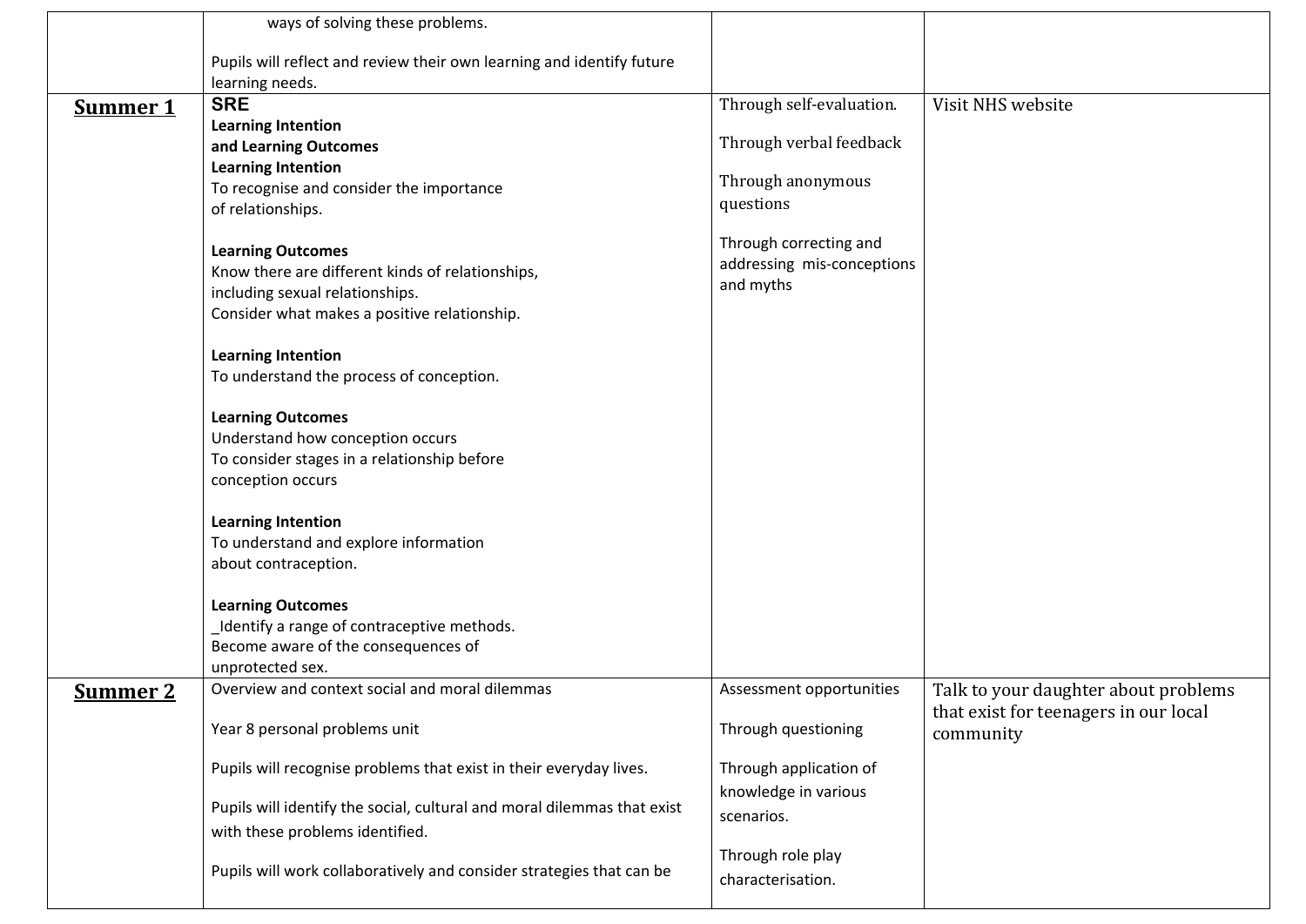| | | | |
|---|---|---|---|
| | ways of solving these problems.<br><br>Pupils will reflect and review their own learning and identify future learning needs. | | |
| **Summer 1** | **SRE**<br>**Learning Intention and Learning Outcomes**<br>**Learning Intention**<br>To recognise and consider the importance of relationships.<br><br>**Learning Outcomes**<br>Know there are different kinds of relationships, including sexual relationships.<br>Consider what makes a positive relationship.<br><br>**Learning Intention**<br>To understand the process of conception.<br><br>**Learning Outcomes**<br>Understand how conception occurs<br>To consider stages in a relationship before conception occurs<br><br>**Learning Intention**<br>To understand and explore information about contraception.<br><br>**Learning Outcomes**<br>_Identify a range of contraceptive methods.<br>Become aware of the consequences of unprotected sex. | Through self-evaluation.<br><br>Through verbal feedback<br><br>Through anonymous questions<br><br>Through correcting and addressing mis-conceptions and myths | Visit NHS website |
| **Summer 2** | Overview and context social and moral dilemmas<br><br>Year 8 personal problems unit<br><br>Pupils will recognise problems that exist in their everyday lives.<br><br>Pupils will identify the social, cultural and moral dilemmas that exist with these problems identified.<br><br>Pupils will work collaboratively and consider strategies that can be | Assessment opportunities<br><br>Through questioning<br><br>Through application of knowledge in various scenarios.<br><br>Through role play characterisation. | Talk to your daughter about problems that exist for teenagers in our local community |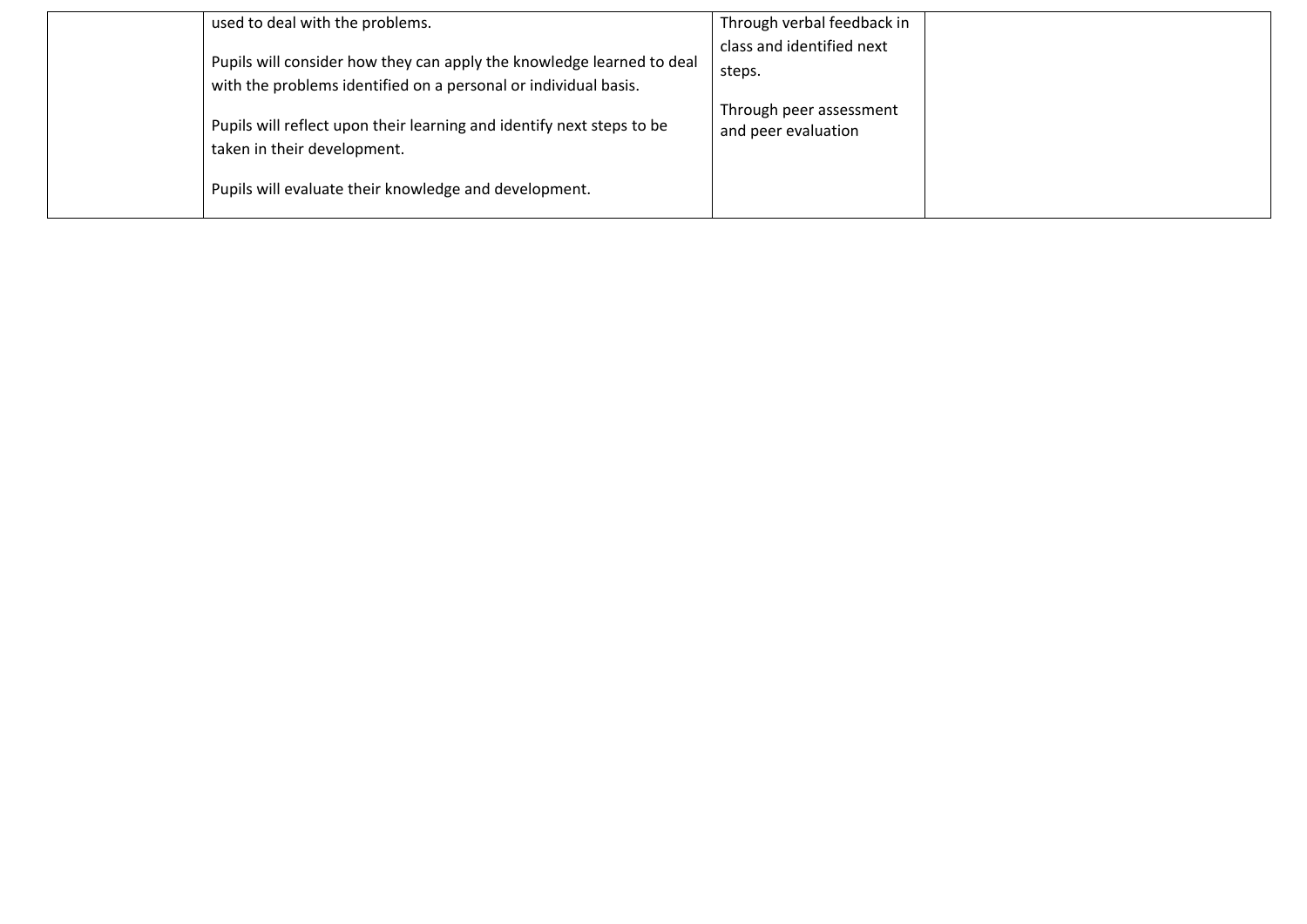| | | | |
|---|---|---|---|
| | used to deal with the problems.<br><br>Pupils will consider how they can apply the knowledge learned to deal with the problems identified on a personal or individual basis.<br><br>Pupils will reflect upon their learning and identify next steps to be taken in their development.<br><br>Pupils will evaluate their knowledge and development. | Through verbal feedback in class and identified next steps.<br><br>Through peer assessment and peer evaluation | |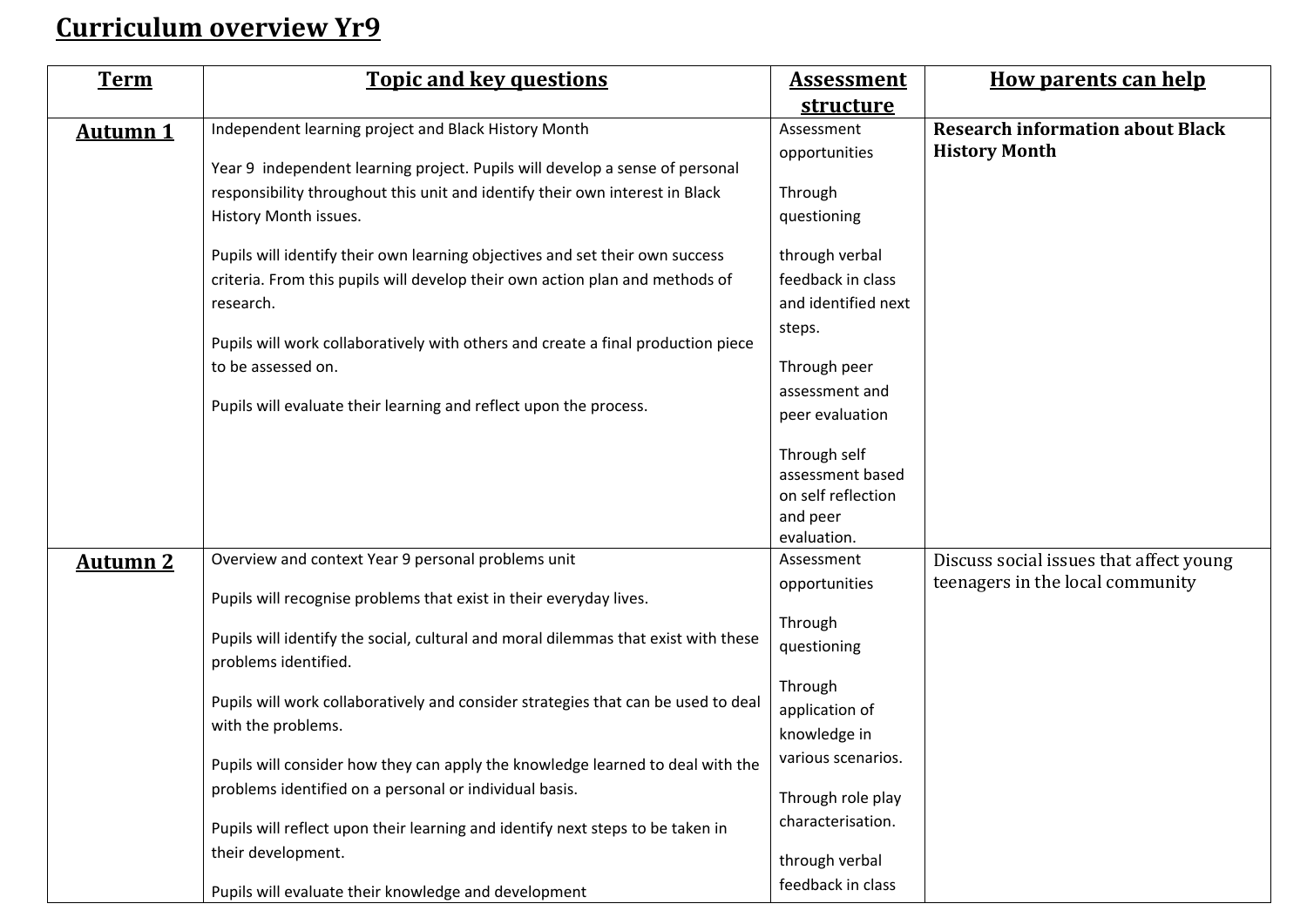# Curriculum overview Yr9

| Term | Topic and key questions | Assessment structure | How parents can help |
|---|---|---|---|
| **Autumn 1** | Independent learning project and Black History Month<br><br>Year 9 independent learning project. Pupils will develop a sense of personal responsibility throughout this unit and identify their own interest in Black History Month issues.<br><br>Pupils will identify their own learning objectives and set their own success criteria. From this pupils will develop their own action plan and methods of research.<br><br>Pupils will work collaboratively with others and create a final production piece to be assessed on.<br><br>Pupils will evaluate their learning and reflect upon the process. | Assessment opportunities<br><br>Through questioning<br><br>through verbal feedback in class and identified next steps.<br><br>Through peer assessment and peer evaluation<br><br>Through self assessment based on self reflection and peer evaluation. | **Research information about Black History Month** |
| **Autumn 2** | Overview and context Year 9 personal problems unit<br><br>Pupils will recognise problems that exist in their everyday lives.<br><br>Pupils will identify the social, cultural and moral dilemmas that exist with these problems identified.<br><br>Pupils will work collaboratively and consider strategies that can be used to deal with the problems.<br><br>Pupils will consider how they can apply the knowledge learned to deal with the problems identified on a personal or individual basis.<br><br>Pupils will reflect upon their learning and identify next steps to be taken in their development.<br><br>Pupils will evaluate their knowledge and development | Assessment opportunities<br><br>Through questioning<br><br>Through application of knowledge in various scenarios.<br><br>Through role play characterisation.<br><br>through verbal feedback in class | Discuss social issues that affect young teenagers in the local community |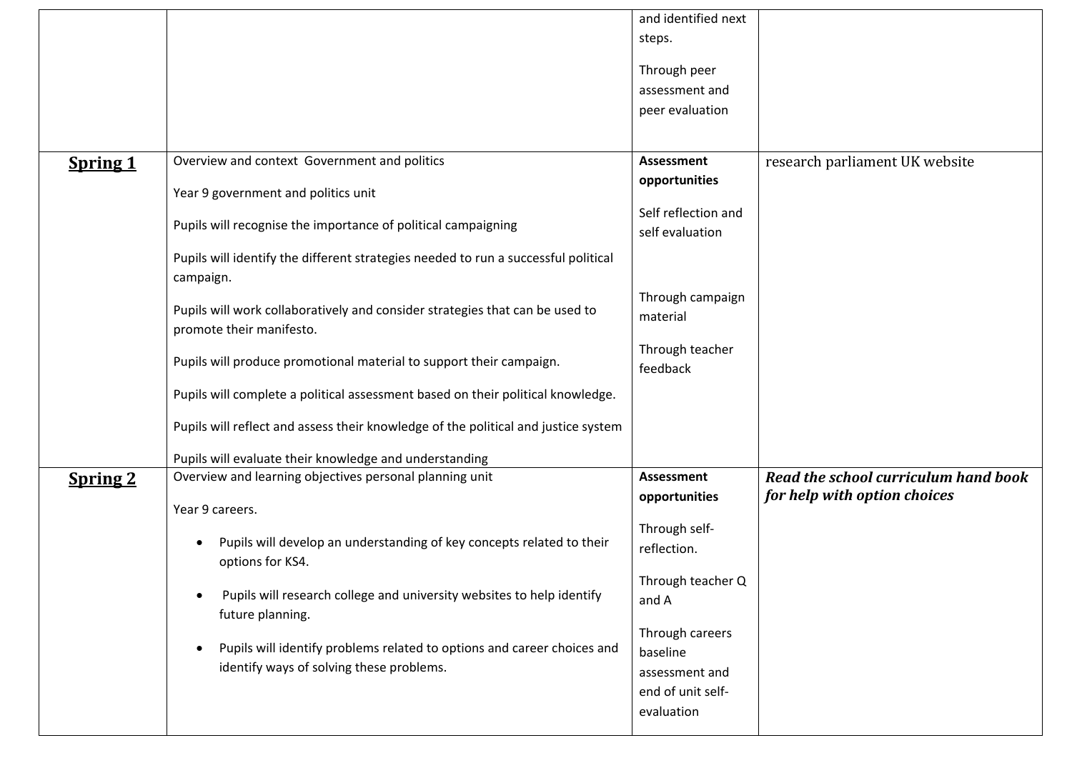|  |  |  |  |
|---|---|---|---|
|  |  | and identified next steps.<br><br>Through peer assessment and peer evaluation |  |
| **Spring 1** | Overview and context Government and politics<br><br>Year 9 government and politics unit<br><br>Pupils will recognise the importance of political campaigning<br><br>Pupils will identify the different strategies needed to run a successful political campaign.<br><br>Pupils will work collaboratively and consider strategies that can be used to promote their manifesto.<br><br>Pupils will produce promotional material to support their campaign.<br><br>Pupils will complete a political assessment based on their political knowledge.<br><br>Pupils will reflect and assess their knowledge of the political and justice system<br><br>Pupils will evaluate their knowledge and understanding | **Assessment opportunities**<br><br>Self reflection and self evaluation<br><br>Through campaign material<br><br>Through teacher feedback | research parliament UK website |
| **Spring 2** | Overview and learning objectives personal planning unit<br><br>Year 9 careers.<br><br>• Pupils will develop an understanding of key concepts related to their options for KS4.<br><br>• Pupils will research college and university websites to help identify future planning.<br><br>• Pupils will identify problems related to options and career choices and identify ways of solving these problems. | **Assessment opportunities**<br><br>Through self-reflection.<br><br>Through teacher Q and A<br><br>Through careers baseline assessment and end of unit self-evaluation | ***Read the school curriculum hand book for help with option choices*** |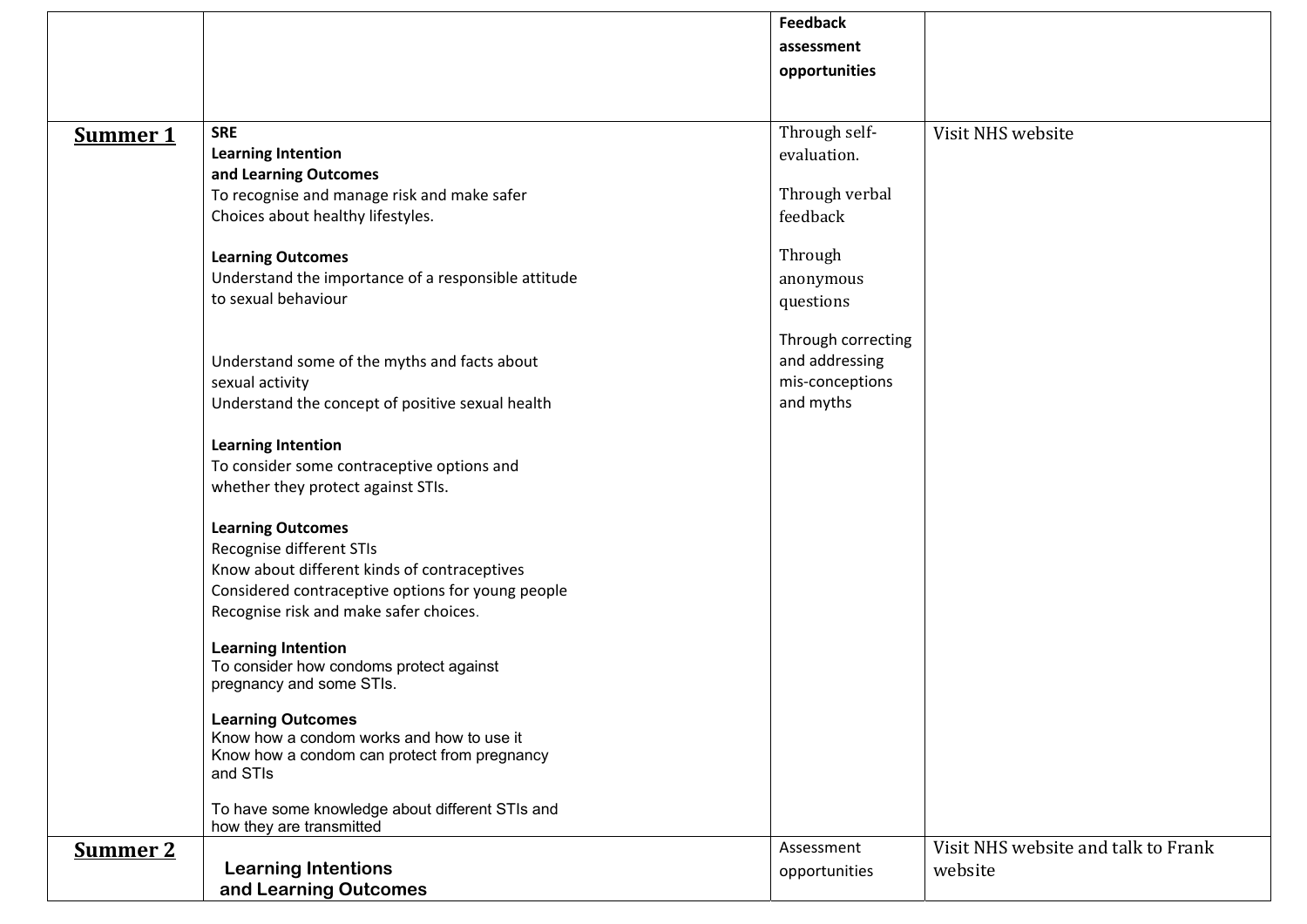| | | Feedback assessment opportunities | |
|---|---|---|---|
| **Summer 1** | **SRE**<br>**Learning Intention and Learning Outcomes**<br>To recognise and manage risk and make safer Choices about healthy lifestyles.<br><br>**Learning Outcomes**<br>Understand the importance of a responsible attitude to sexual behaviour<br><br>Understand some of the myths and facts about sexual activity<br>Understand the concept of positive sexual health<br><br>**Learning Intention**<br>To consider some contraceptive options and whether they protect against STIs.<br><br>**Learning Outcomes**<br>Recognise different STIs<br>Know about different kinds of contraceptives<br>Considered contraceptive options for young people<br>Recognise risk and make safer choices.<br><br>**Learning Intention**<br>To consider how condoms protect against pregnancy and some STIs.<br><br>**Learning Outcomes**<br>Know how a condom works and how to use it<br>Know how a condom can protect from pregnancy and STIs<br><br>To have some knowledge about different STIs and how they are transmitted | Through self-evaluation.<br><br>Through verbal feedback<br><br>Through anonymous questions<br><br>Through correcting and addressing mis-conceptions and myths | Visit NHS website |
| **Summer 2** | **Learning Intentions and Learning Outcomes** | Assessment opportunities | Visit NHS website and talk to Frank website |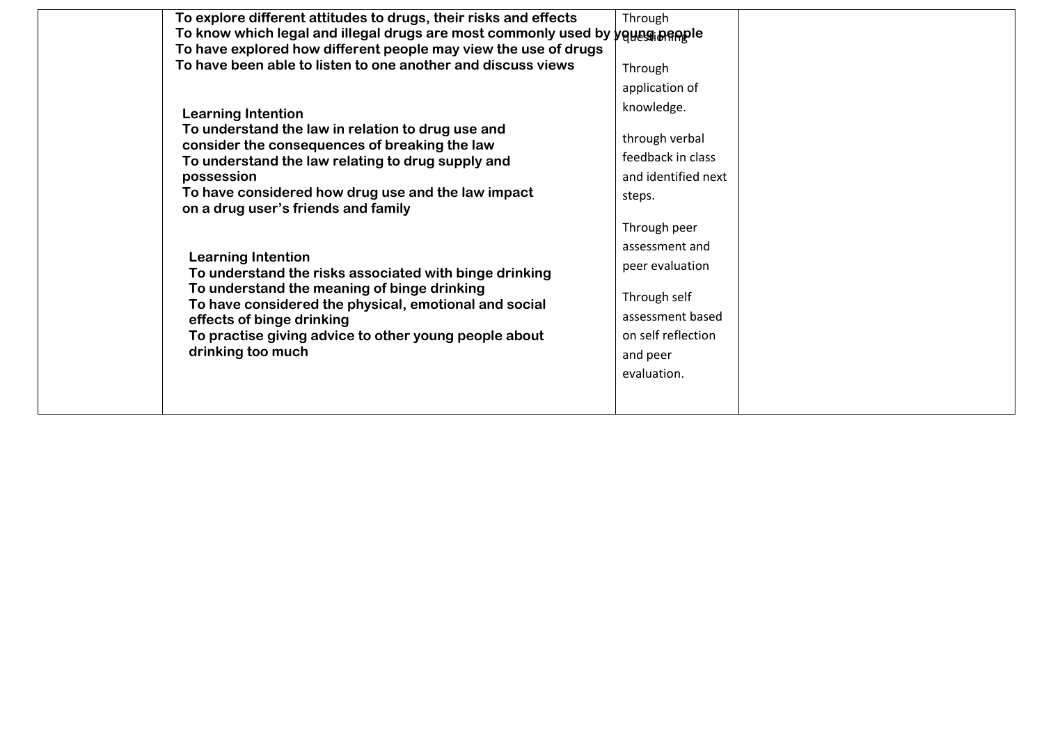| | | | |
|---|---|---|---|
| | To explore different attitudes to drugs, their risks and effects<br>To know which legal and illegal drugs are most commonly used by young people<br>To have explored how different people may view the use of drugs<br>To have been able to listen to one another and discuss views<br><br>**Learning Intention**<br>To understand the law in relation to drug use and consider the consequences of breaking the law<br>To understand the law relating to drug supply and possession<br>To have considered how drug use and the law impact on a drug user's friends and family<br><br>**Learning Intention**<br>To understand the risks associated with binge drinking<br>To understand the meaning of binge drinking<br>To have considered the physical, emotional and social effects of binge drinking<br>To practise giving advice to other young people about drinking too much | Through questioning<br><br>Through application of knowledge.<br><br>through verbal feedback in class and identified next steps.<br><br>Through peer assessment and peer evaluation<br><br>Through self assessment based on self reflection and peer evaluation. | |